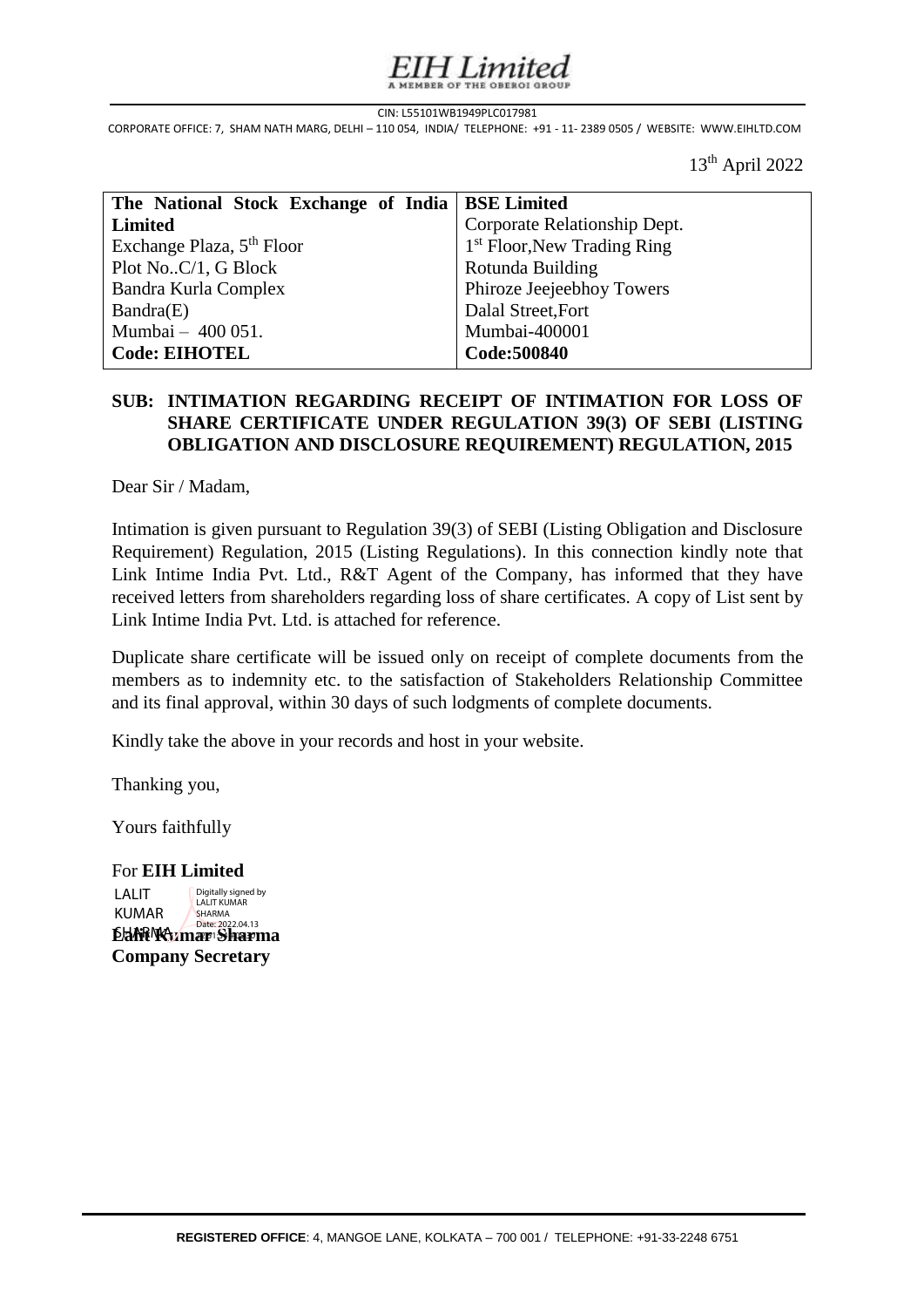# EIH Limited

A MEMBER OF THE OBEROI GROUP

CIN: L55101WB1949PLC017981

CORPORATE OFFICE: 7, SHAM NATH MARG, DELHI – 110 054, INDIA/ TELEPHONE: +91 - 11- 2389 0505 / WEBSITE: WWW.EIHLTD.COM

13th April 2022

| **The National Stock Exchange of India Limited** | **BSE Limited** |
|---|---|
| Exchange Plaza, 5th Floor | Corporate Relationship Dept. |
| Plot No..C/1, G Block | 1st Floor,New Trading Ring |
| Bandra Kurla Complex | Rotunda Building |
| Bandra(E) | Phiroze Jeejeebhoy Towers |
| Mumbai – 400 051. | Dalal Street,Fort |
| | Mumbai-400001 |
| **Code: EIHOTEL** | **Code:500840** |

**SUB: INTIMATION REGARDING RECEIPT OF INTIMATION FOR LOSS OF SHARE CERTIFICATE UNDER REGULATION 39(3) OF SEBI (LISTING OBLIGATION AND DISCLOSURE REQUIREMENT) REGULATION, 2015**

Dear Sir / Madam,

Intimation is given pursuant to Regulation 39(3) of SEBI (Listing Obligation and Disclosure Requirement) Regulation, 2015 (Listing Regulations). In this connection kindly note that Link Intime India Pvt. Ltd., R&T Agent of the Company, has informed that they have received letters from shareholders regarding loss of share certificates. A copy of List sent by Link Intime India Pvt. Ltd. is attached for reference.

Duplicate share certificate will be issued only on receipt of complete documents from the members as to indemnity etc. to the satisfaction of Stakeholders Relationship Committee and its final approval, within 30 days of such lodgments of complete documents.

Kindly take the above in your records and host in your website.

Thanking you,

Yours faithfully

For **EIH Limited**

LALIT KUMAR SHARMA — Digitally signed by LALIT KUMAR SHARMA Date: 2022.04.13

**Lalit Kumar Sharma**
**Company Secretary**

**REGISTERED OFFICE**: 4, MANGOE LANE, KOLKATA – 700 001 / TELEPHONE: +91-33-2248 6751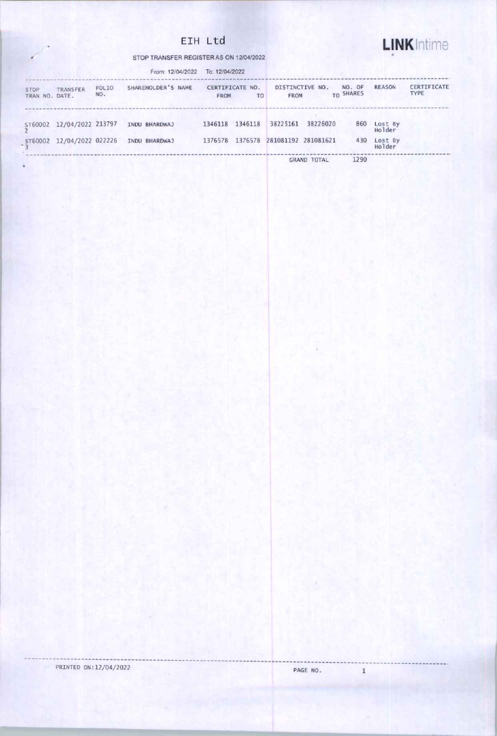# EIH Ltd

**LINK**Intime

STOP TRANSFER REGISTER AS ON 12/04/2022

From: 12/04/2022 To: 12/04/2022

| STOP TRAN NO. | TRANSFER DATE. | FOLIO NO. | SHAREHOLDER'S NAME | CERTIFICATE NO. FROM | CERTIFICATE NO. TO | DISTINCTIVE NO. FROM | DISTINCTIVE NO. TO | NO. OF SHARES | REASON | CERTIFICATE TYPE |
|---|---|---|---|---|---|---|---|---|---|---|
| ST600022 | 12/04/2022 | 213797 | INDU BHARDWAJ | 1346118 | 1346118 | 38225161 | 38226020 | 860 | Lost By Holder | |
| ST600023 | 12/04/2022 | 022226 | INDU BHARDWAJ | 1376578 | 1376578 | 281081192 | 281081621 | 430 | Lost By Holder | |
| | | | | | | GRAND TOTAL | | 1290 | | |

PRINTED ON:12/04/2022